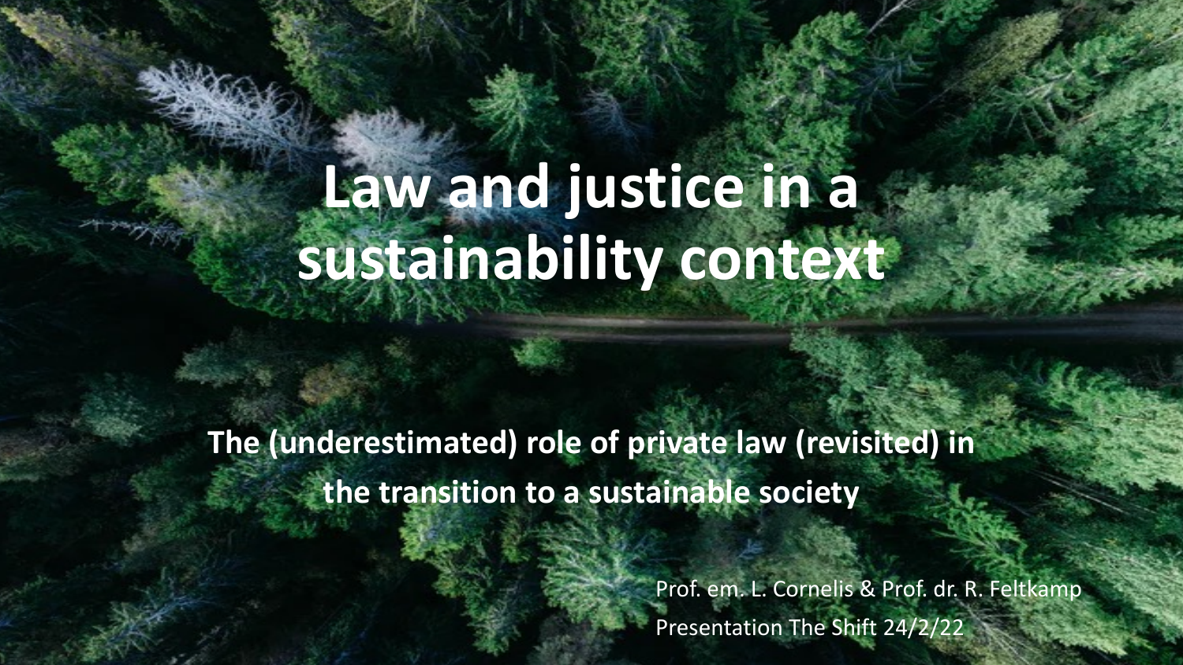# Law and justice in a sustainability context

**The (underestimated) role of private law (revisited) in the transition to a sustainable society**

Prof. em. L. Cornelis & Prof. dr. R. Feltkamp

Presentation The Shift 24/2/22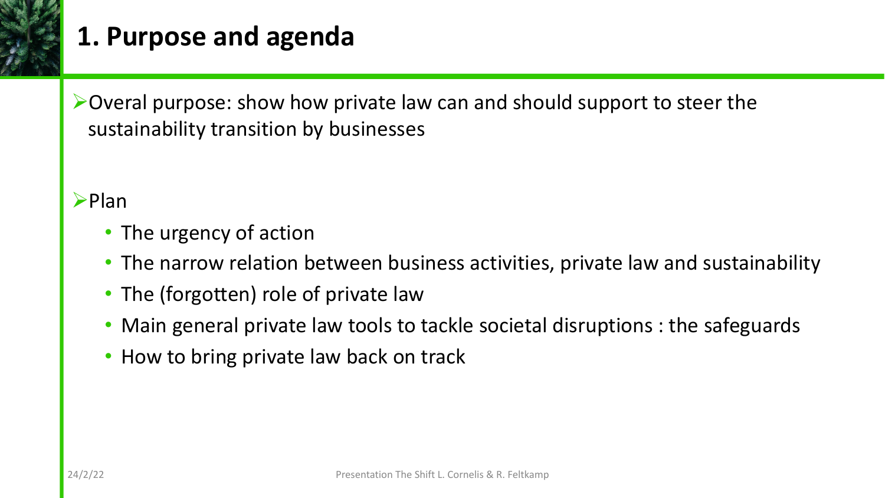# 1. Purpose and agenda

- Overal purpose: show how private law can and should support to steer the sustainability transition by businesses

- Plan
  - The urgency of action
  - The narrow relation between business activities, private law and sustainability
  - The (forgotten) role of private law
  - Main general private law tools to tackle societal disruptions : the safeguards
  - How to bring private law back on track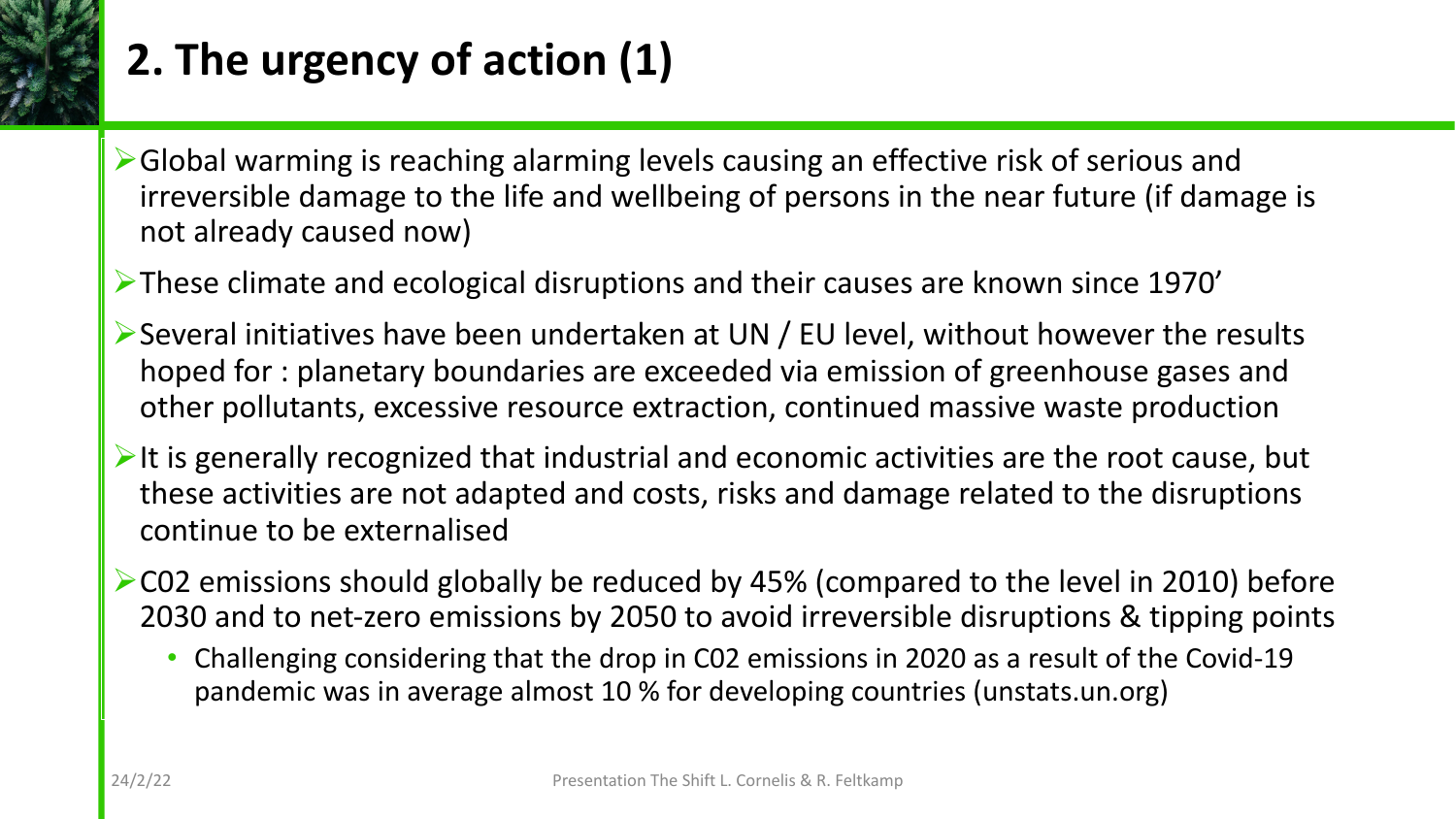# 2. The urgency of action (1)

- Global warming is reaching alarming levels causing an effective risk of serious and irreversible damage to the life and wellbeing of persons in the near future (if damage is not already caused now)
- These climate and ecological disruptions and their causes are known since 1970'
- Several initiatives have been undertaken at UN / EU level, without however the results hoped for : planetary boundaries are exceeded via emission of greenhouse gases and other pollutants, excessive resource extraction, continued massive waste production
- It is generally recognized that industrial and economic activities are the root cause, but these activities are not adapted and costs, risks and damage related to the disruptions continue to be externalised
- C02 emissions should globally be reduced by 45% (compared to the level in 2010) before 2030 and to net-zero emissions by 2050 to avoid irreversible disruptions & tipping points
  - Challenging considering that the drop in C02 emissions in 2020 as a result of the Covid-19 pandemic was in average almost 10 % for developing countries (unstats.un.org)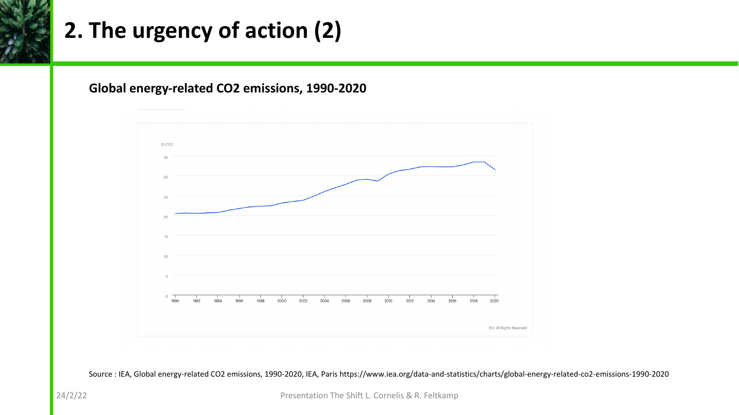# 2. The urgency of action (2)

**Global energy-related CO2 emissions, 1990-2020**

Gt CO2

35
30
25
20
15
10
5
0

1990 1992 1994 1996 1998 2000 2002 2004 2006 2008 2010 2012 2014 2016 2018 2020

IEA. All Rights Reserved

Source : IEA, Global energy-related CO2 emissions, 1990-2020, IEA, Paris https://www.iea.org/data-and-statistics/charts/global-energy-related-co2-emissions-1990-2020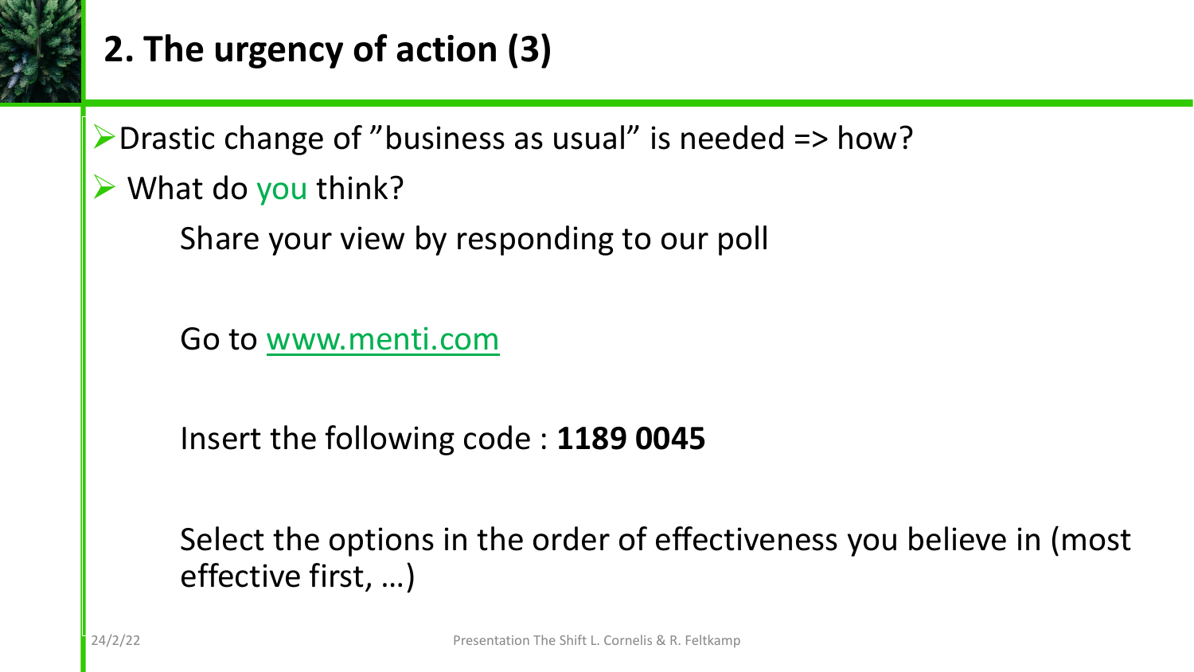## 2. The urgency of action (3)

- Drastic change of ”business as usual” is needed => how?
- What do you think?

  Share your view by responding to our poll

  Go to www.menti.com

  Insert the following code : **1189 0045**

  Select the options in the order of effectiveness you believe in (most effective first, …)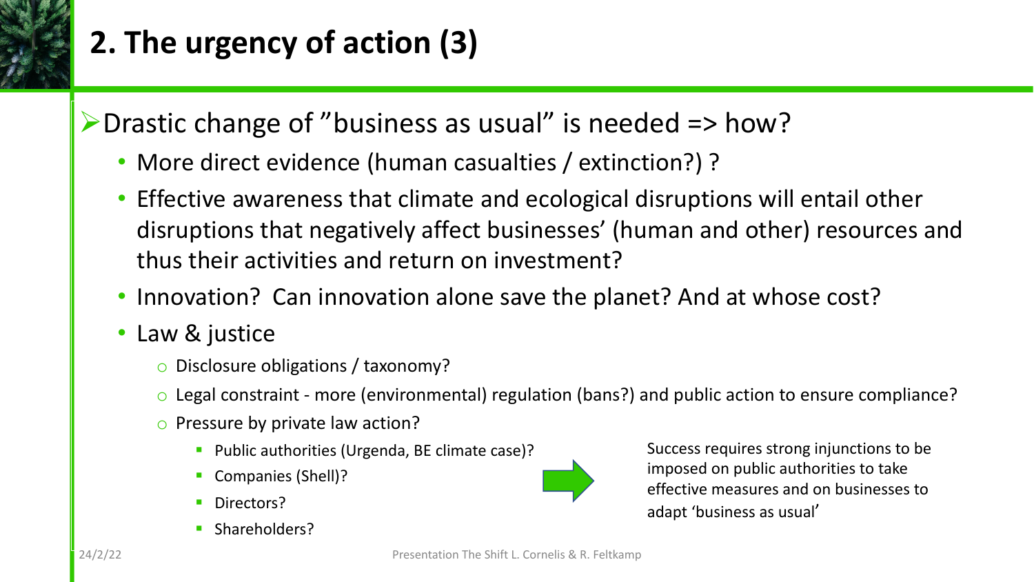# 2. The urgency of action (3)

- Drastic change of "business as usual" is needed => how?
  - More direct evidence (human casualties / extinction?) ?
  - Effective awareness that climate and ecological disruptions will entail other disruptions that negatively affect businesses' (human and other) resources and thus their activities and return on investment?
  - Innovation? Can innovation alone save the planet? And at whose cost?
  - Law & justice
    - Disclosure obligations / taxonomy?
    - Legal constraint - more (environmental) regulation (bans?) and public action to ensure compliance?
    - Pressure by private law action?
      - Public authorities (Urgenda, BE climate case)?
      - Companies (Shell)?
      - Directors?
      - Shareholders?

Success requires strong injunctions to be imposed on public authorities to take effective measures and on businesses to adapt 'business as usual'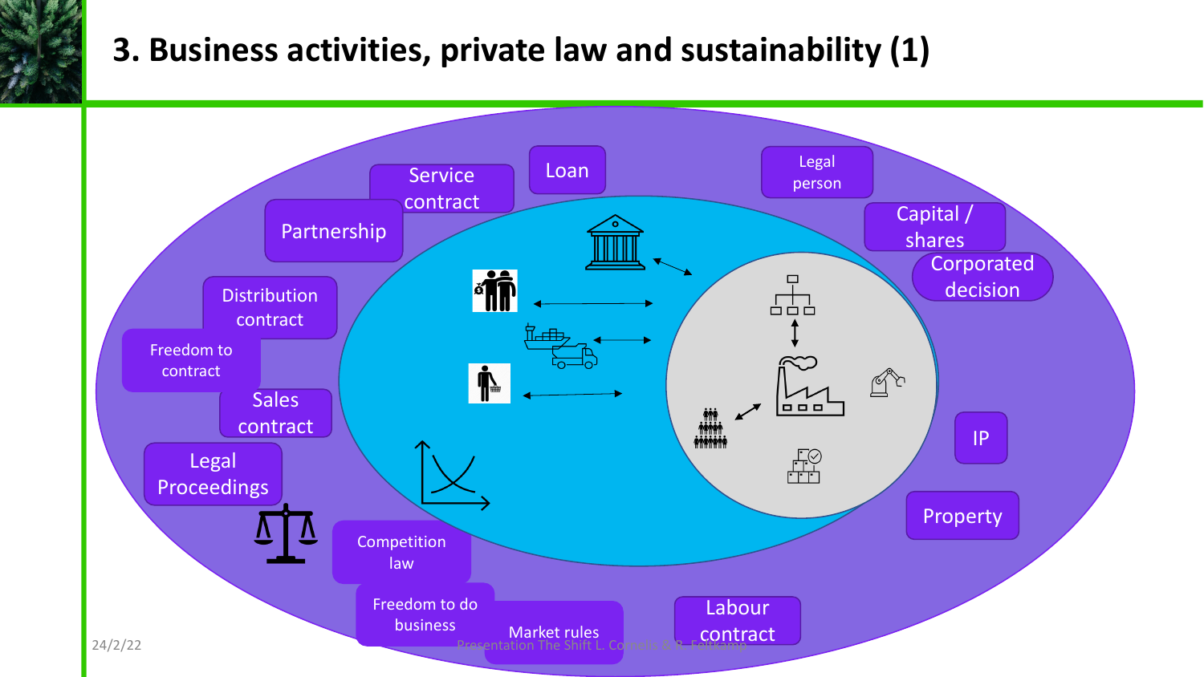# 3. Business activities, private law and sustainability (1)

Service contract

Loan

Legal person

Capital / shares

Corporated decision

Partnership

Distribution contract

Freedom to contract

Sales contract

Legal Proceedings

IP

Property

Competition law

Freedom to do business

Market rules

Labour contract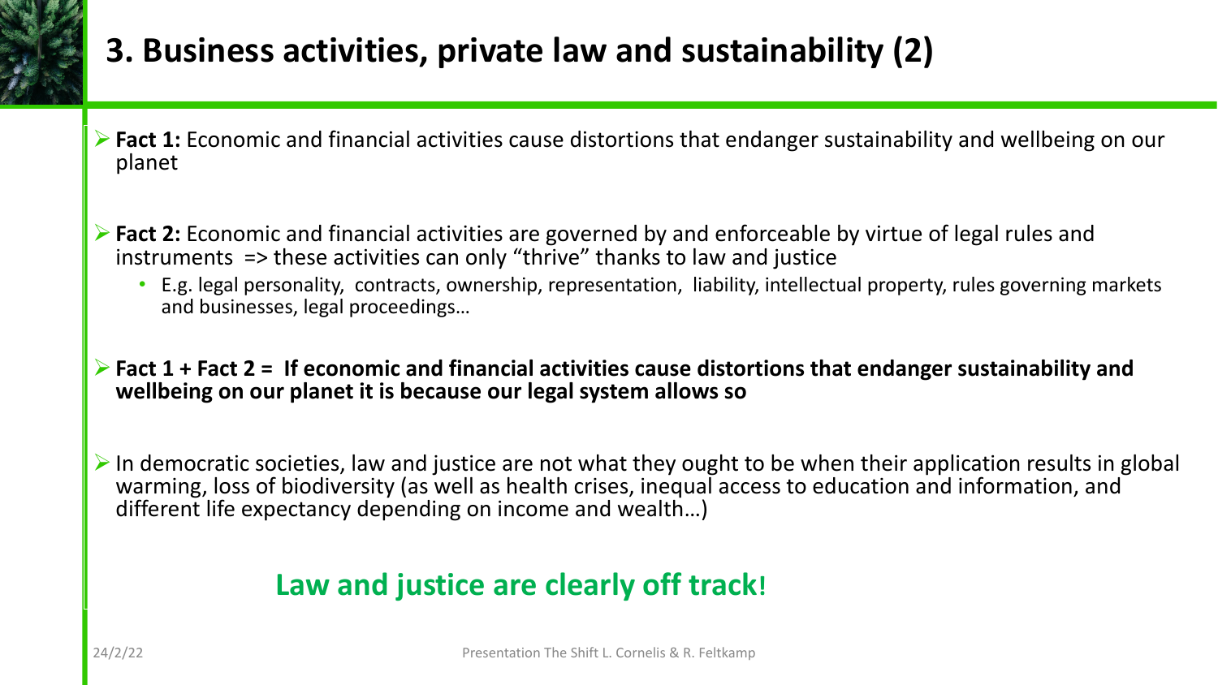# 3. Business activities, private law and sustainability (2)

- **Fact 1:** Economic and financial activities cause distortions that endanger sustainability and wellbeing on our planet

- **Fact 2:** Economic and financial activities are governed by and enforceable by virtue of legal rules and instruments => these activities can only "thrive" thanks to law and justice
  - E.g. legal personality, contracts, ownership, representation, liability, intellectual property, rules governing markets and businesses, legal proceedings…

- **Fact 1 + Fact 2 = If economic and financial activities cause distortions that endanger sustainability and wellbeing on our planet it is because our legal system allows so**

- In democratic societies, law and justice are not what they ought to be when their application results in global warming, loss of biodiversity (as well as health crises, inequal access to education and information, and different life expectancy depending on income and wealth…)

**Law and justice are clearly off track!**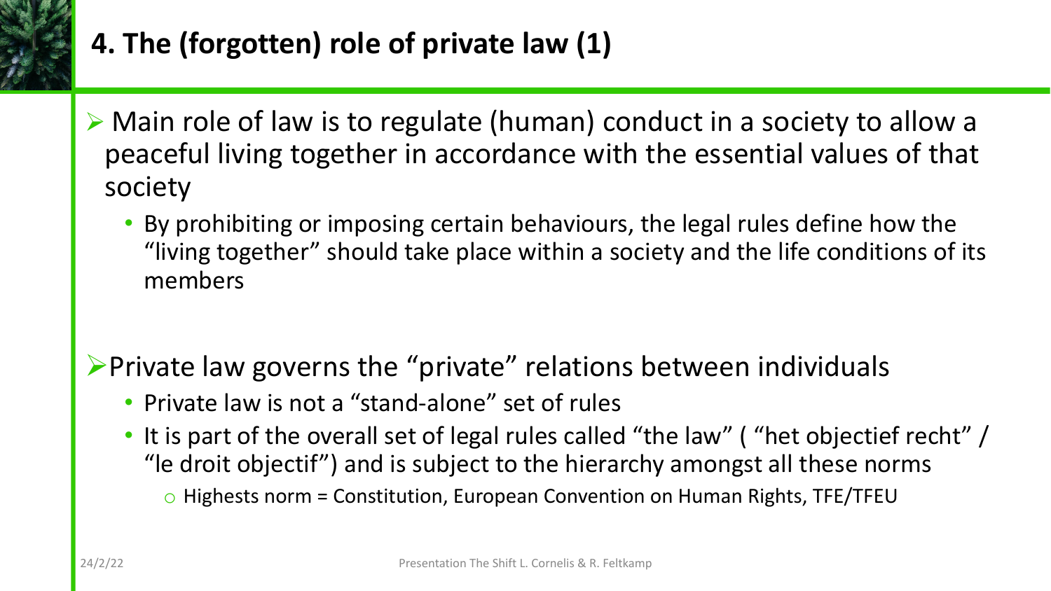# 4. The (forgotten) role of private law (1)

- Main role of law is to regulate (human) conduct in a society to allow a peaceful living together in accordance with the essential values of that society
  - By prohibiting or imposing certain behaviours, the legal rules define how the "living together" should take place within a society and the life conditions of its members

- Private law governs the "private" relations between individuals
  - Private law is not a "stand-alone" set of rules
  - It is part of the overall set of legal rules called "the law" ( "het objectief recht" / "le droit objectif") and is subject to the hierarchy amongst all these norms
    - Highests norm = Constitution, European Convention on Human Rights, TFE/TFEU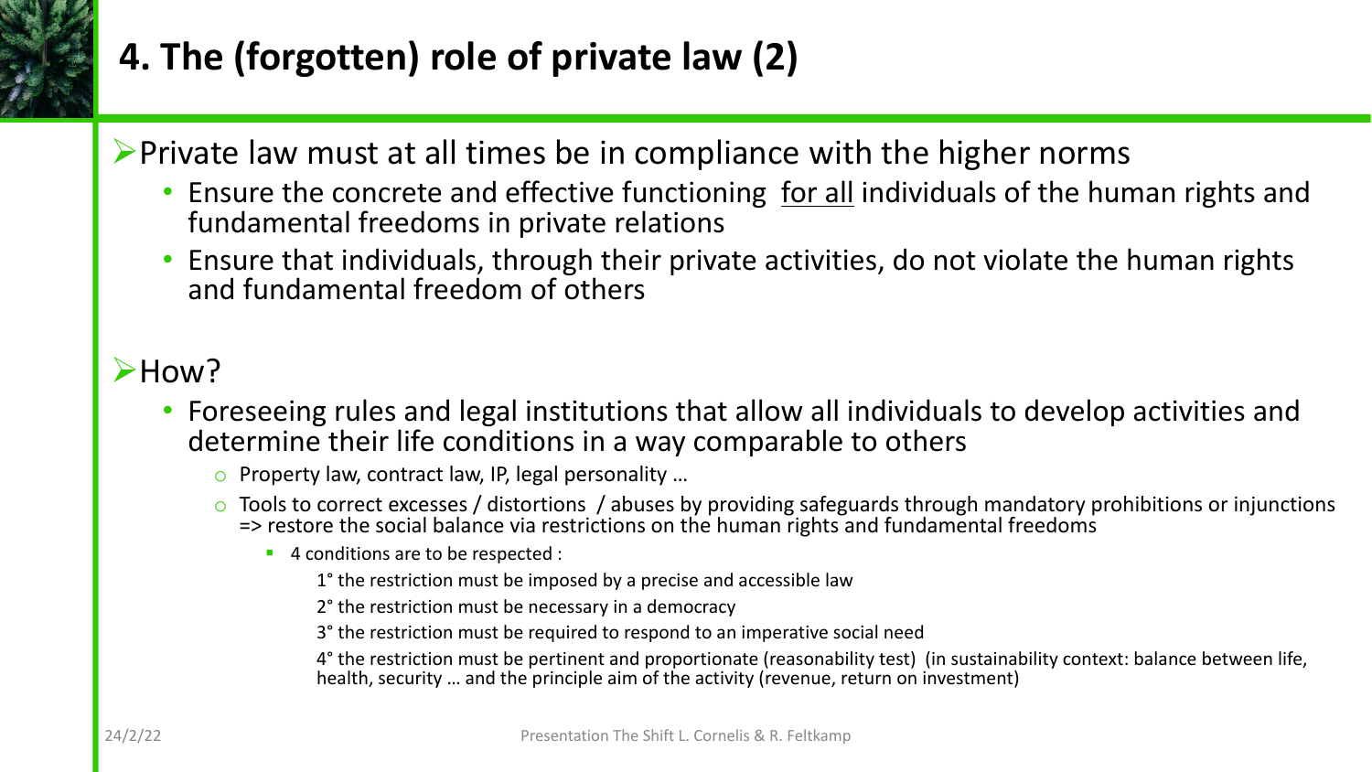# 4. The (forgotten) role of private law (2)

- Private law must at all times be in compliance with the higher norms
  - Ensure the concrete and effective functioning <u>for all</u> individuals of the human rights and fundamental freedoms in private relations
  - Ensure that individuals, through their private activities, do not violate the human rights and fundamental freedom of others

- How?
  - Foreseeing rules and legal institutions that allow all individuals to develop activities and determine their life conditions in a way comparable to others
    - Property law, contract law, IP, legal personality …
    - Tools to correct excesses / distortions / abuses by providing safeguards through mandatory prohibitions or injunctions => restore the social balance via restrictions on the human rights and fundamental freedoms
      - 4 conditions are to be respected :

        1° the restriction must be imposed by a precise and accessible law

        2° the restriction must be necessary in a democracy

        3° the restriction must be required to respond to an imperative social need

        4° the restriction must be pertinent and proportionate (reasonability test) (in sustainability context: balance between life, health, security … and the principle aim of the activity (revenue, return on investment)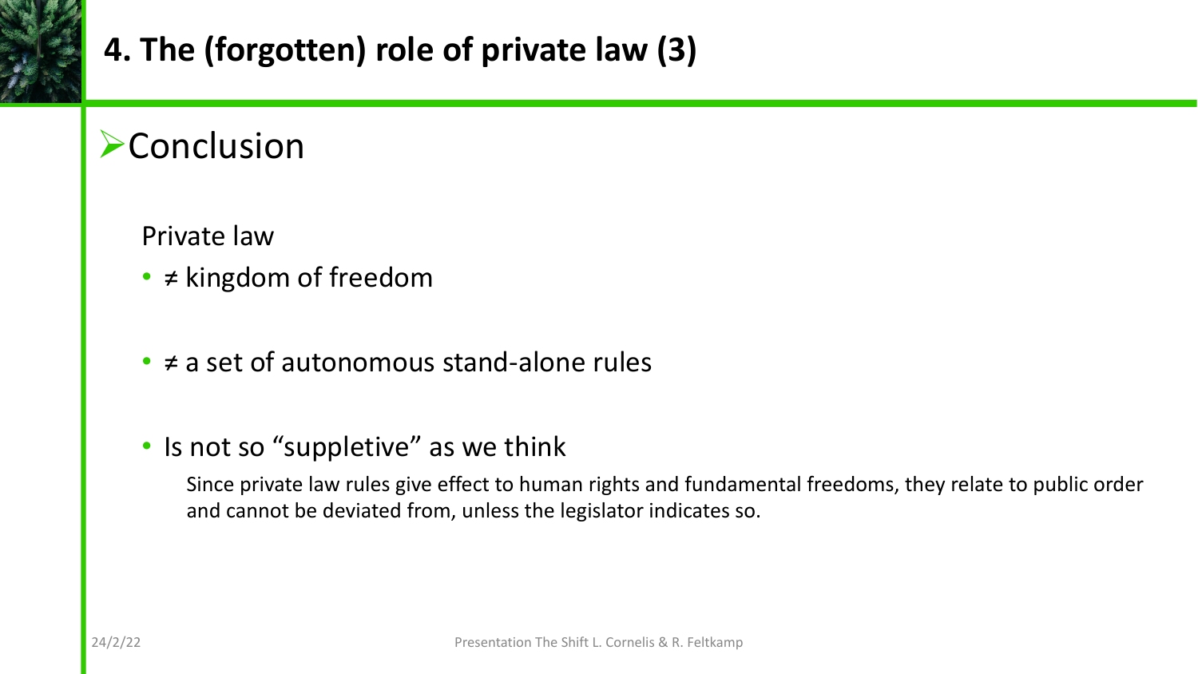# 4. The (forgotten) role of private law (3)

## Conclusion

Private law

- ≠ kingdom of freedom
- ≠ a set of autonomous stand-alone rules
- Is not so “suppletive” as we think

  Since private law rules give effect to human rights and fundamental freedoms, they relate to public order and cannot be deviated from, unless the legislator indicates so.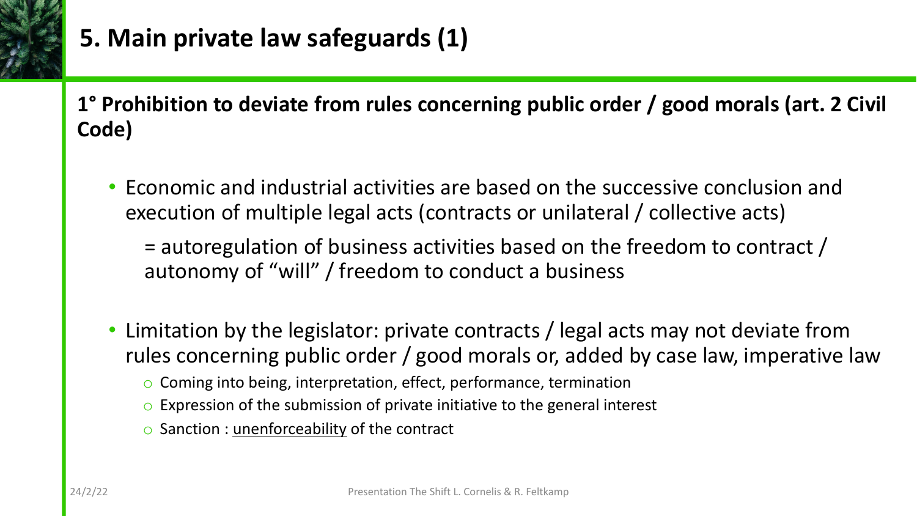# 5. Main private law safeguards (1)

**1° Prohibition to deviate from rules concerning public order / good morals (art. 2 Civil Code)**

- Economic and industrial activities are based on the successive conclusion and execution of multiple legal acts (contracts or unilateral / collective acts)

  = autoregulation of business activities based on the freedom to contract / autonomy of "will" / freedom to conduct a business

- Limitation by the legislator: private contracts / legal acts may not deviate from rules concerning public order / good morals or, added by case law, imperative law
  - Coming into being, interpretation, effect, performance, termination
  - Expression of the submission of private initiative to the general interest
  - Sanction : <u>unenforceability</u> of the contract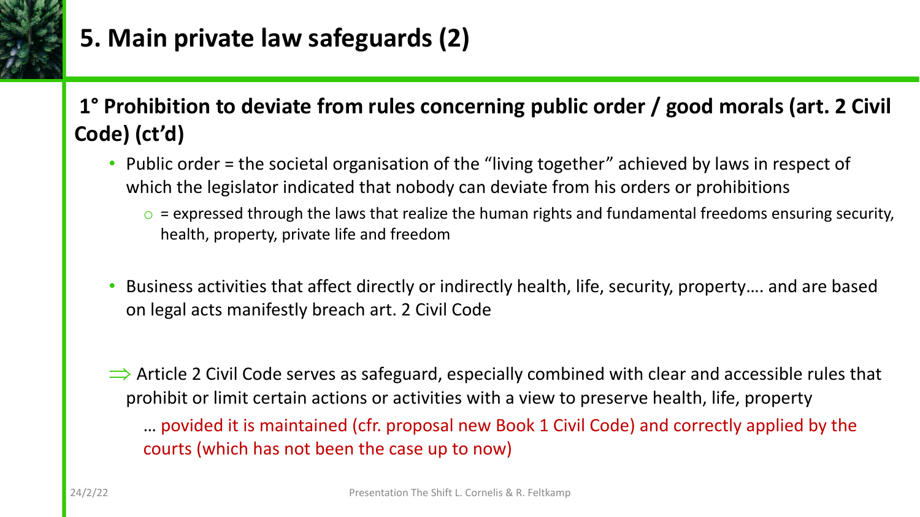# 5. Main private law safeguards (2)

## 1° Prohibition to deviate from rules concerning public order / good morals (art. 2 Civil Code) (ct'd)

- Public order = the societal organisation of the "living together" achieved by laws in respect of which the legislator indicated that nobody can deviate from his orders or prohibitions
  - = expressed through the laws that realize the human rights and fundamental freedoms ensuring security, health, property, private life and freedom

- Business activities that affect directly or indirectly health, life, security, property…. and are based on legal acts manifestly breach art. 2 Civil Code

⟹ Article 2 Civil Code serves as safeguard, especially combined with clear and accessible rules that prohibit or limit certain actions or activities with a view to preserve health, life, property

… povided it is maintained (cfr. proposal new Book 1 Civil Code) and correctly applied by the courts (which has not been the case up to now)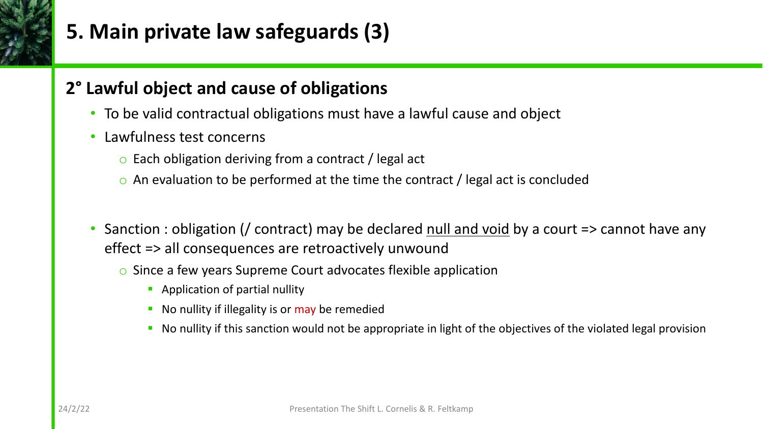# 5. Main private law safeguards (3)

## 2° Lawful object and cause of obligations

- To be valid contractual obligations must have a lawful cause and object
- Lawfulness test concerns
  - Each obligation deriving from a contract / legal act
  - An evaluation to be performed at the time the contract / legal act is concluded

- Sanction : obligation (/ contract) may be declared <u>null and void</u> by a court => cannot have any effect => all consequences are retroactively unwound
  - Since a few years Supreme Court advocates flexible application
    - Application of partial nullity
    - No nullity if illegality is or may be remedied
    - No nullity if this sanction would not be appropriate in light of the objectives of the violated legal provision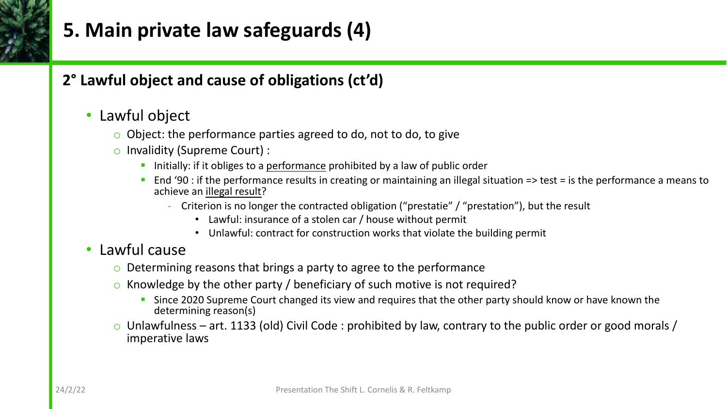# 5. Main private law safeguards (4)

## 2° Lawful object and cause of obligations (ct'd)

- Lawful object
  - Object: the performance parties agreed to do, not to do, to give
  - Invalidity (Supreme Court) :
    - Initially: if it obliges to a performance prohibited by a law of public order
    - End '90 : if the performance results in creating or maintaining an illegal situation => test = is the performance a means to achieve an illegal result?
      - Criterion is no longer the contracted obligation ("prestatie" / "prestation"), but the result
        - Lawful: insurance of a stolen car / house without permit
        - Unlawful: contract for construction works that violate the building permit
- Lawful cause
  - Determining reasons that brings a party to agree to the performance
  - Knowledge by the other party / beneficiary of such motive is not required?
    - Since 2020 Supreme Court changed its view and requires that the other party should know or have known the determining reason(s)
  - Unlawfulness – art. 1133 (old) Civil Code : prohibited by law, contrary to the public order or good morals / imperative laws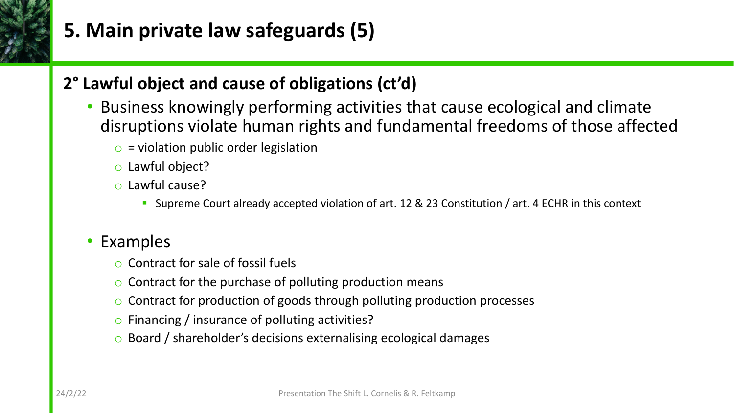# 5. Main private law safeguards (5)

## 2° Lawful object and cause of obligations (ct'd)

- Business knowingly performing activities that cause ecological and climate disruptions violate human rights and fundamental freedoms of those affected
  - = violation public order legislation
  - Lawful object?
  - Lawful cause?
    - Supreme Court already accepted violation of art. 12 & 23 Constitution / art. 4 ECHR in this context

- Examples
  - Contract for sale of fossil fuels
  - Contract for the purchase of polluting production means
  - Contract for production of goods through polluting production processes
  - Financing / insurance of polluting activities?
  - Board / shareholder's decisions externalising ecological damages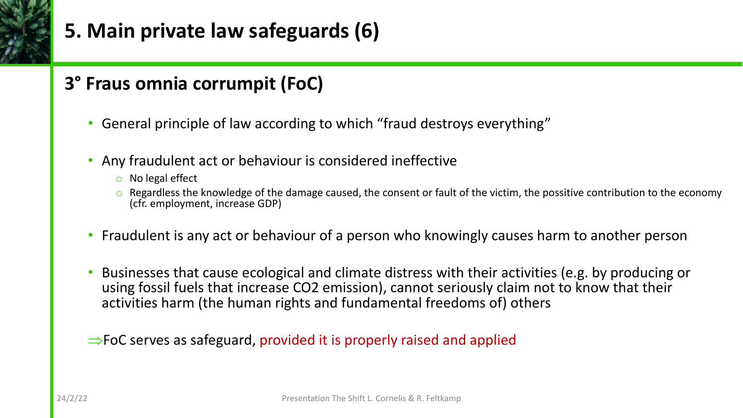# 5. Main private law safeguards (6)

## 3° Fraus omnia corrumpit (FoC)

- General principle of law according to which "fraud destroys everything"
- Any fraudulent act or behaviour is considered ineffective
  - No legal effect
  - Regardless the knowledge of the damage caused, the consent or fault of the victim, the possitive contribution to the economy (cfr. employment, increase GDP)
- Fraudulent is any act or behaviour of a person who knowingly causes harm to another person
- Businesses that cause ecological and climate distress with their activities (e.g. by producing or using fossil fuels that increase $CO_2$ emission), cannot seriously claim not to know that their activities harm (the human rights and fundamental freedoms of) others

⇒FoC serves as safeguard, provided it is properly raised and applied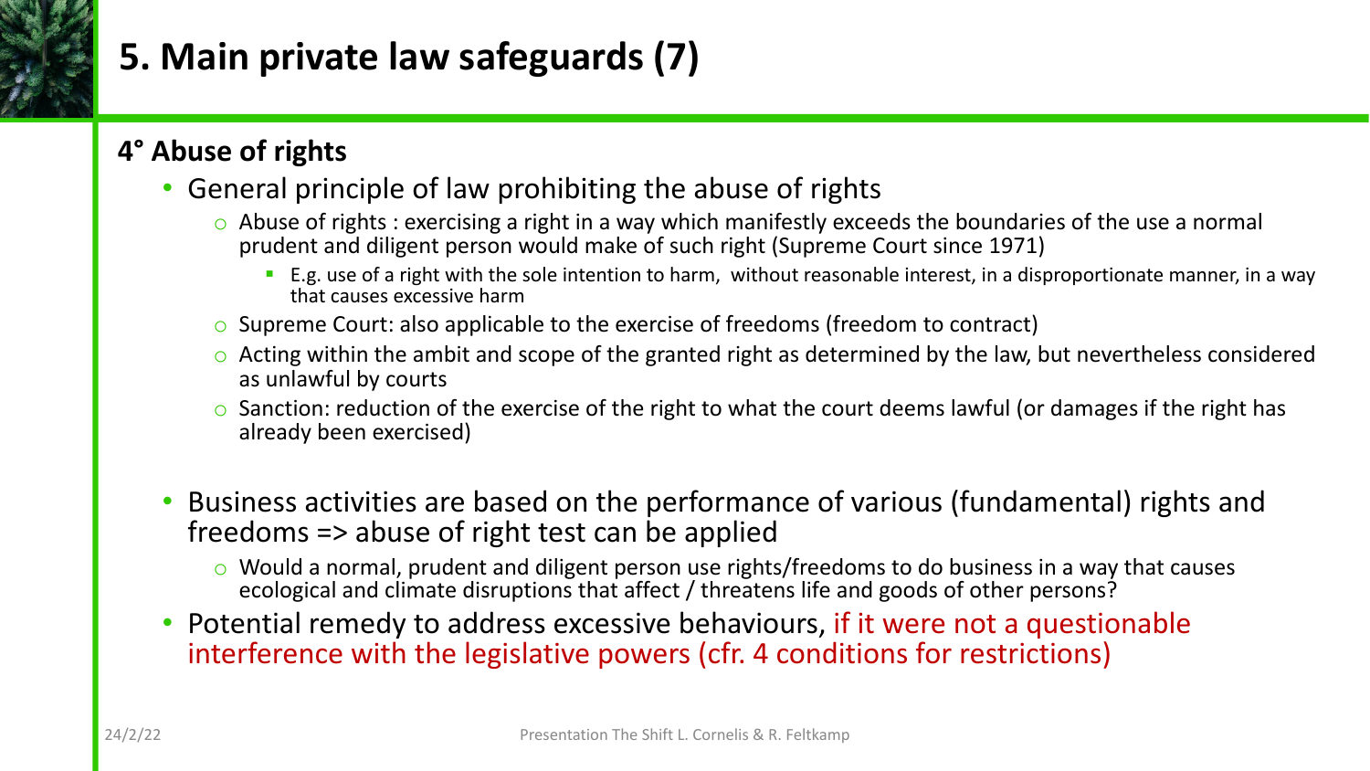# 5. Main private law safeguards (7)

## 4° Abuse of rights

- General principle of law prohibiting the abuse of rights
  - Abuse of rights : exercising a right in a way which manifestly exceeds the boundaries of the use a normal prudent and diligent person would make of such right (Supreme Court since 1971)
    - E.g. use of a right with the sole intention to harm, without reasonable interest, in a disproportionate manner, in a way that causes excessive harm
  - Supreme Court: also applicable to the exercise of freedoms (freedom to contract)
  - Acting within the ambit and scope of the granted right as determined by the law, but nevertheless considered as unlawful by courts
  - Sanction: reduction of the exercise of the right to what the court deems lawful (or damages if the right has already been exercised)

- Business activities are based on the performance of various (fundamental) rights and freedoms => abuse of right test can be applied
  - Would a normal, prudent and diligent person use rights/freedoms to do business in a way that causes ecological and climate disruptions that affect / threatens life and goods of other persons?
- Potential remedy to address excessive behaviours, if it were not a questionable interference with the legislative powers (cfr. 4 conditions for restrictions)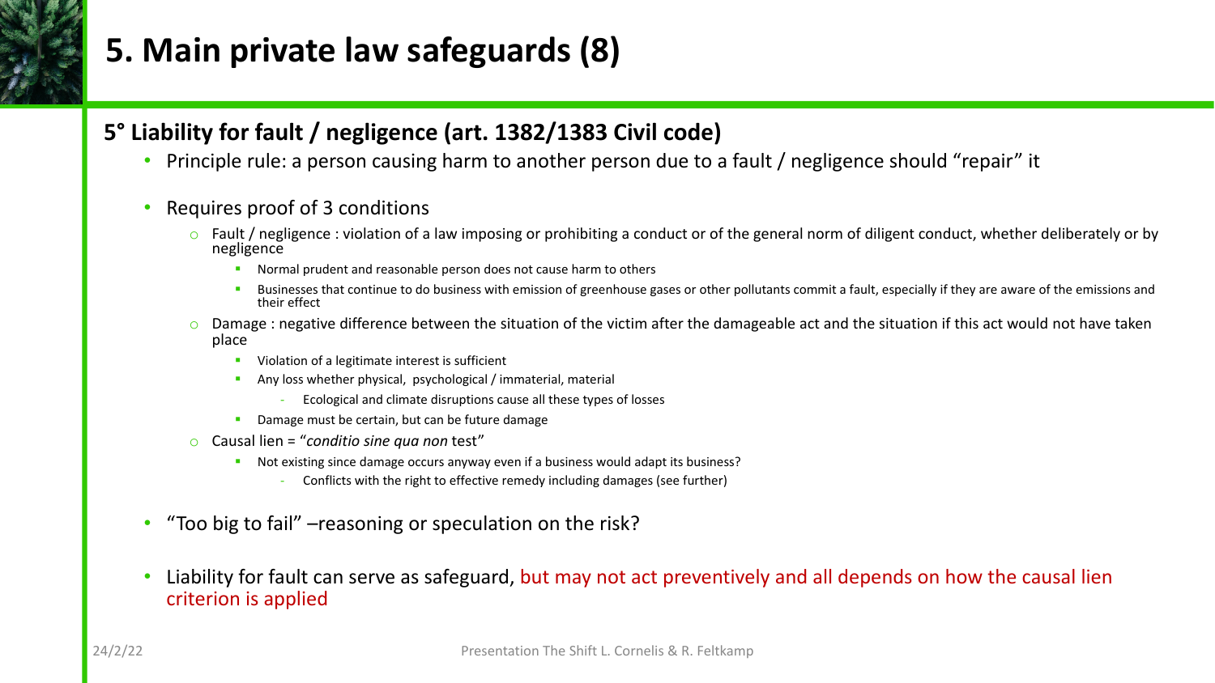# 5. Main private law safeguards (8)

## 5° Liability for fault / negligence (art. 1382/1383 Civil code)

- Principle rule: a person causing harm to another person due to a fault / negligence should "repair" it
- Requires proof of 3 conditions
  - Fault / negligence : violation of a law imposing or prohibiting a conduct or of the general norm of diligent conduct, whether deliberately or by negligence
    - Normal prudent and reasonable person does not cause harm to others
    - Businesses that continue to do business with emission of greenhouse gases or other pollutants commit a fault, especially if they are aware of the emissions and their effect
  - Damage : negative difference between the situation of the victim after the damageable act and the situation if this act would not have taken place
    - Violation of a legitimate interest is sufficient
    - Any loss whether physical, psychological / immaterial, material
      - Ecological and climate disruptions cause all these types of losses
    - Damage must be certain, but can be future damage
  - Causal lien = "*conditio sine qua non* test"
    - Not existing since damage occurs anyway even if a business would adapt its business?
      - Conflicts with the right to effective remedy including damages (see further)
- "Too big to fail" –reasoning or speculation on the risk?
- Liability for fault can serve as safeguard, but may not act preventively and all depends on how the causal lien criterion is applied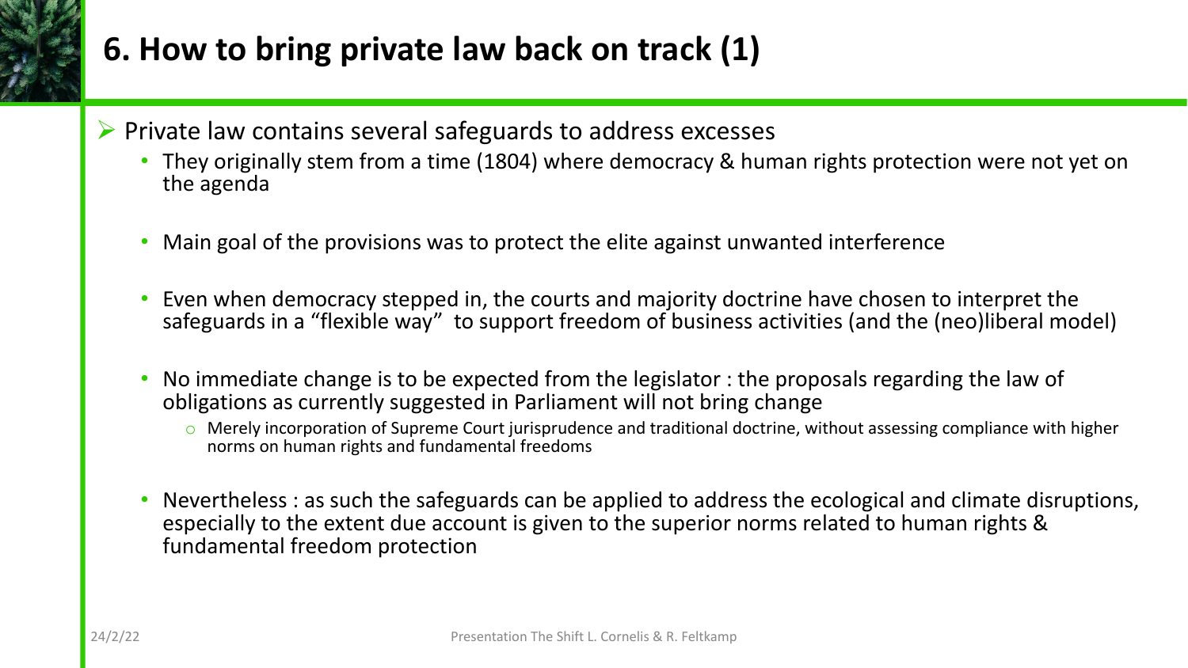# 6. How to bring private law back on track (1)

- Private law contains several safeguards to address excesses
  - They originally stem from a time (1804) where democracy & human rights protection were not yet on the agenda
  - Main goal of the provisions was to protect the elite against unwanted interference
  - Even when democracy stepped in, the courts and majority doctrine have chosen to interpret the safeguards in a "flexible way" to support freedom of business activities (and the (neo)liberal model)
  - No immediate change is to be expected from the legislator : the proposals regarding the law of obligations as currently suggested in Parliament will not bring change
    - Merely incorporation of Supreme Court jurisprudence and traditional doctrine, without assessing compliance with higher norms on human rights and fundamental freedoms
  - Nevertheless : as such the safeguards can be applied to address the ecological and climate disruptions, especially to the extent due account is given to the superior norms related to human rights & fundamental freedom protection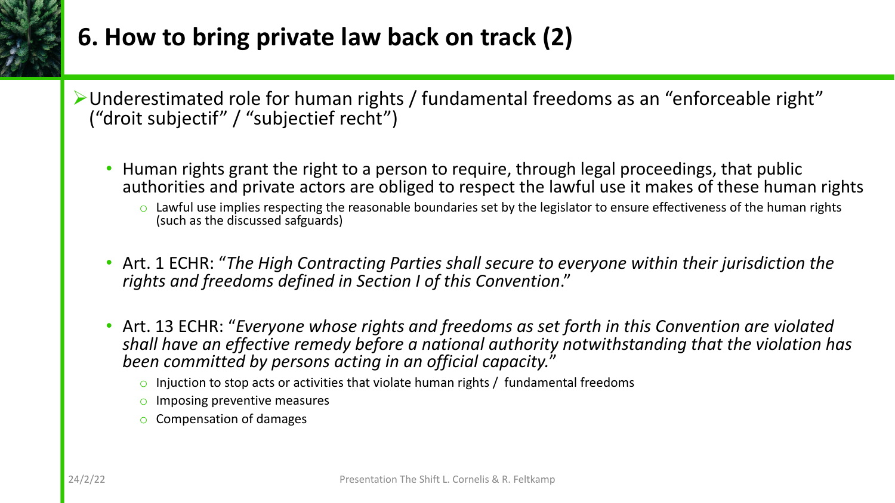# 6. How to bring private law back on track (2)

- Underestimated role for human rights / fundamental freedoms as an "enforceable right" ("droit subjectif" / "subjectief recht")

  - Human rights grant the right to a person to require, through legal proceedings, that public authorities and private actors are obliged to respect the lawful use it makes of these human rights
    - Lawful use implies respecting the reasonable boundaries set by the legislator to ensure effectiveness of the human rights (such as the discussed safguards)

  - Art. 1 ECHR: "*The High Contracting Parties shall secure to everyone within their jurisdiction the rights and freedoms defined in Section I of this Convention*."

  - Art. 13 ECHR: "*Everyone whose rights and freedoms as set forth in this Convention are violated shall have an effective remedy before a national authority notwithstanding that the violation has been committed by persons acting in an official capacity.*"
    - Injuction to stop acts or activities that violate human rights / fundamental freedoms
    - Imposing preventive measures
    - Compensation of damages

24/2/22 Presentation The Shift L. Cornelis & R. Feltkamp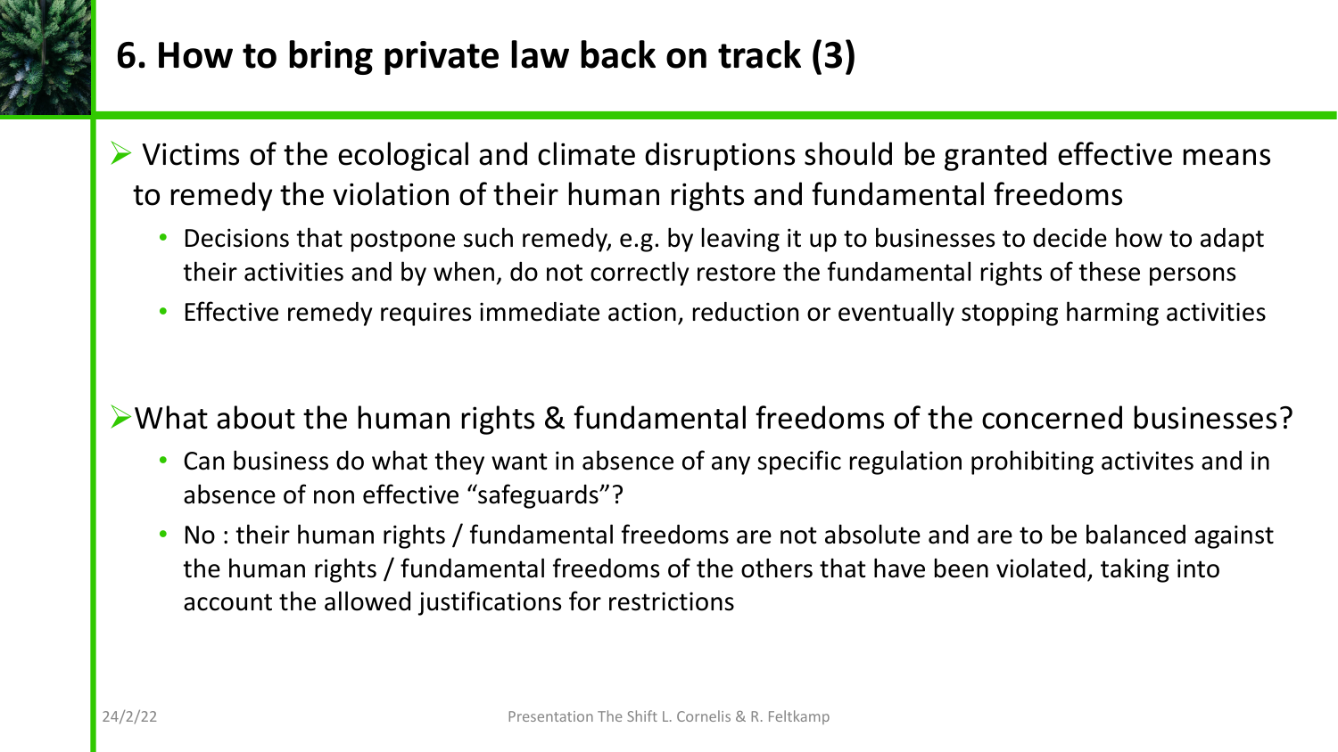# 6. How to bring private law back on track (3)

- Victims of the ecological and climate disruptions should be granted effective means to remedy the violation of their human rights and fundamental freedoms
  - Decisions that postpone such remedy, e.g. by leaving it up to businesses to decide how to adapt their activities and by when, do not correctly restore the fundamental rights of these persons
  - Effective remedy requires immediate action, reduction or eventually stopping harming activities

- What about the human rights & fundamental freedoms of the concerned businesses?
  - Can business do what they want in absence of any specific regulation prohibiting activites and in absence of non effective "safeguards"?
  - No : their human rights / fundamental freedoms are not absolute and are to be balanced against the human rights / fundamental freedoms of the others that have been violated, taking into account the allowed justifications for restrictions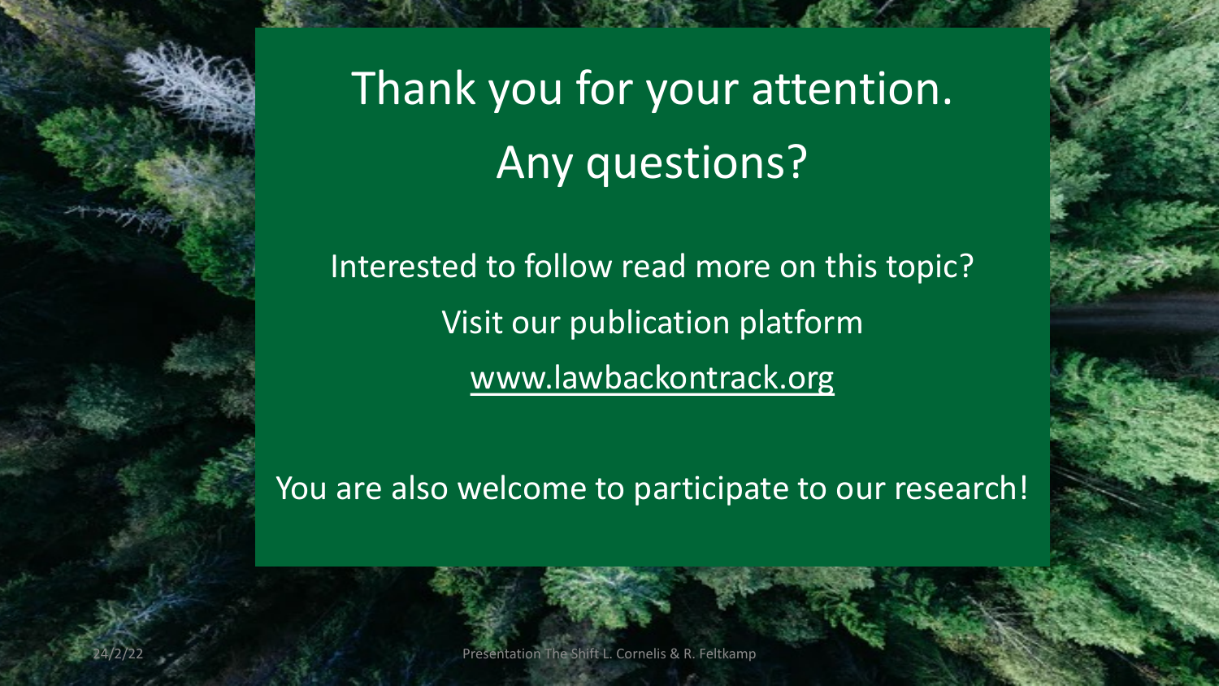# Thank you for your attention.
# Any questions?

Interested to follow read more on this topic?

Visit our publication platform

www.lawbackontrack.org

You are also welcome to participate to our research!